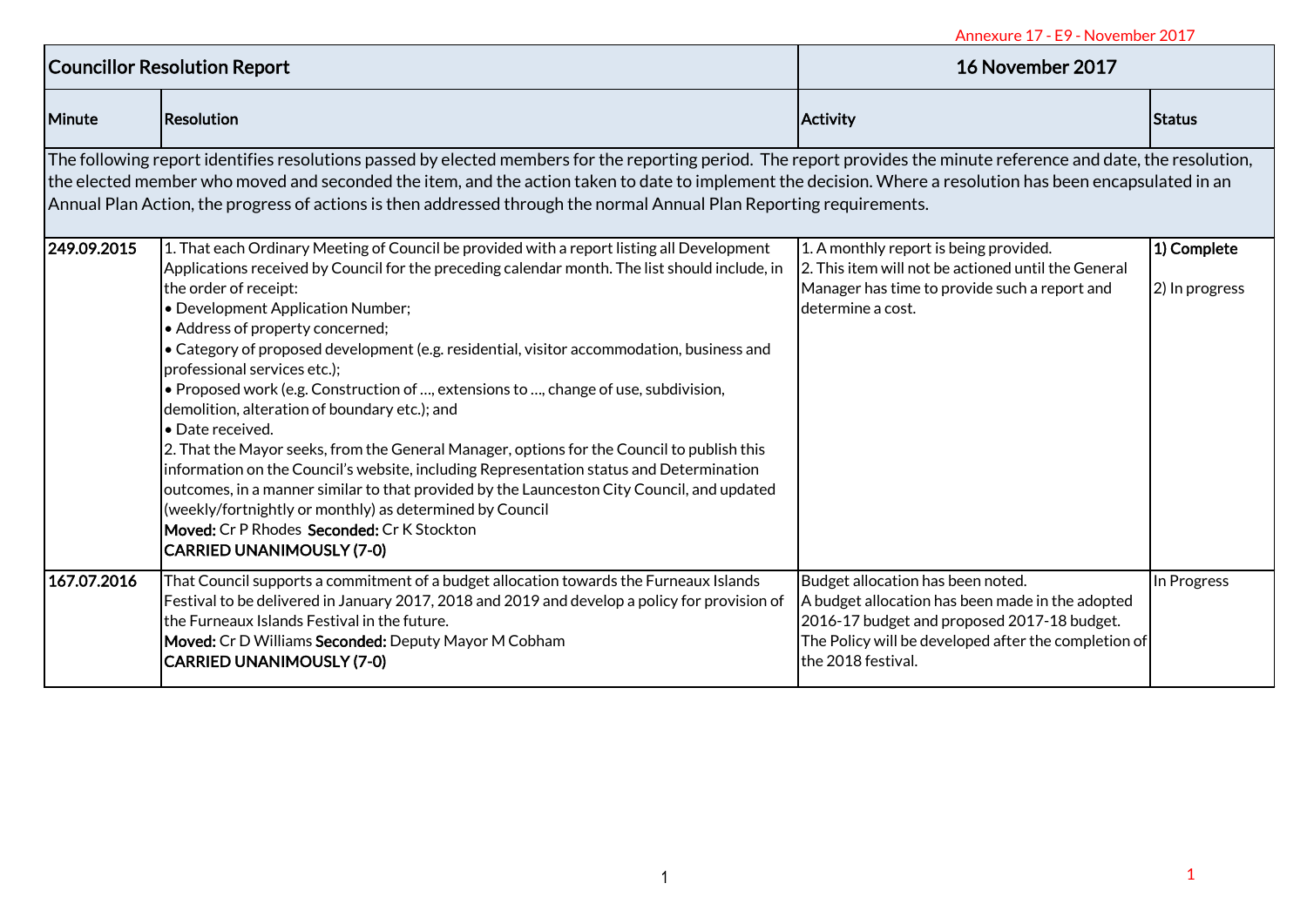Annexure 17 - E9 - November 2017

| Councillor Resolution Report | | 16 November 2017 | |
|---|---|---|---|
| **Minute** | **Resolution** | **Activity** | **Status** |
| The following report identifies resolutions passed by elected members for the reporting period. The report provides the minute reference and date, the resolution, the elected member who moved and seconded the item, and the action taken to date to implement the decision. Where a resolution has been encapsulated in an Annual Plan Action, the progress of actions is then addressed through the normal Annual Plan Reporting requirements. | | | |
| **249.09.2015** | 1. That each Ordinary Meeting of Council be provided with a report listing all Development Applications received by Council for the preceding calendar month. The list should include, in the order of receipt:<br>• Development Application Number;<br>• Address of property concerned;<br>• Category of proposed development (e.g. residential, visitor accommodation, business and professional services etc.);<br>• Proposed work (e.g. Construction of …, extensions to …, change of use, subdivision, demolition, alteration of boundary etc.); and<br>• Date received.<br>2. That the Mayor seeks, from the General Manager, options for the Council to publish this information on the Council's website, including Representation status and Determination outcomes, in a manner similar to that provided by the Launceston City Council, and updated (weekly/fortnightly or monthly) as determined by Council<br>**Moved:** Cr P Rhodes **Seconded:** Cr K Stockton<br>**CARRIED UNANIMOUSLY (7-0)** | 1. A monthly report is being provided.<br>2. This item will not be actioned until the General Manager has time to provide such a report and determine a cost. | **1) Complete**<br><br>2) In progress |
| **167.07.2016** | That Council supports a commitment of a budget allocation towards the Furneaux Islands Festival to be delivered in January 2017, 2018 and 2019 and develop a policy for provision of the Furneaux Islands Festival in the future.<br>**Moved:** Cr D Williams **Seconded:** Deputy Mayor M Cobham<br>**CARRIED UNANIMOUSLY (7-0)** | Budget allocation has been noted.<br>A budget allocation has been made in the adopted 2016-17 budget and proposed 2017-18 budget.<br>The Policy will be developed after the completion of the 2018 festival. | In Progress |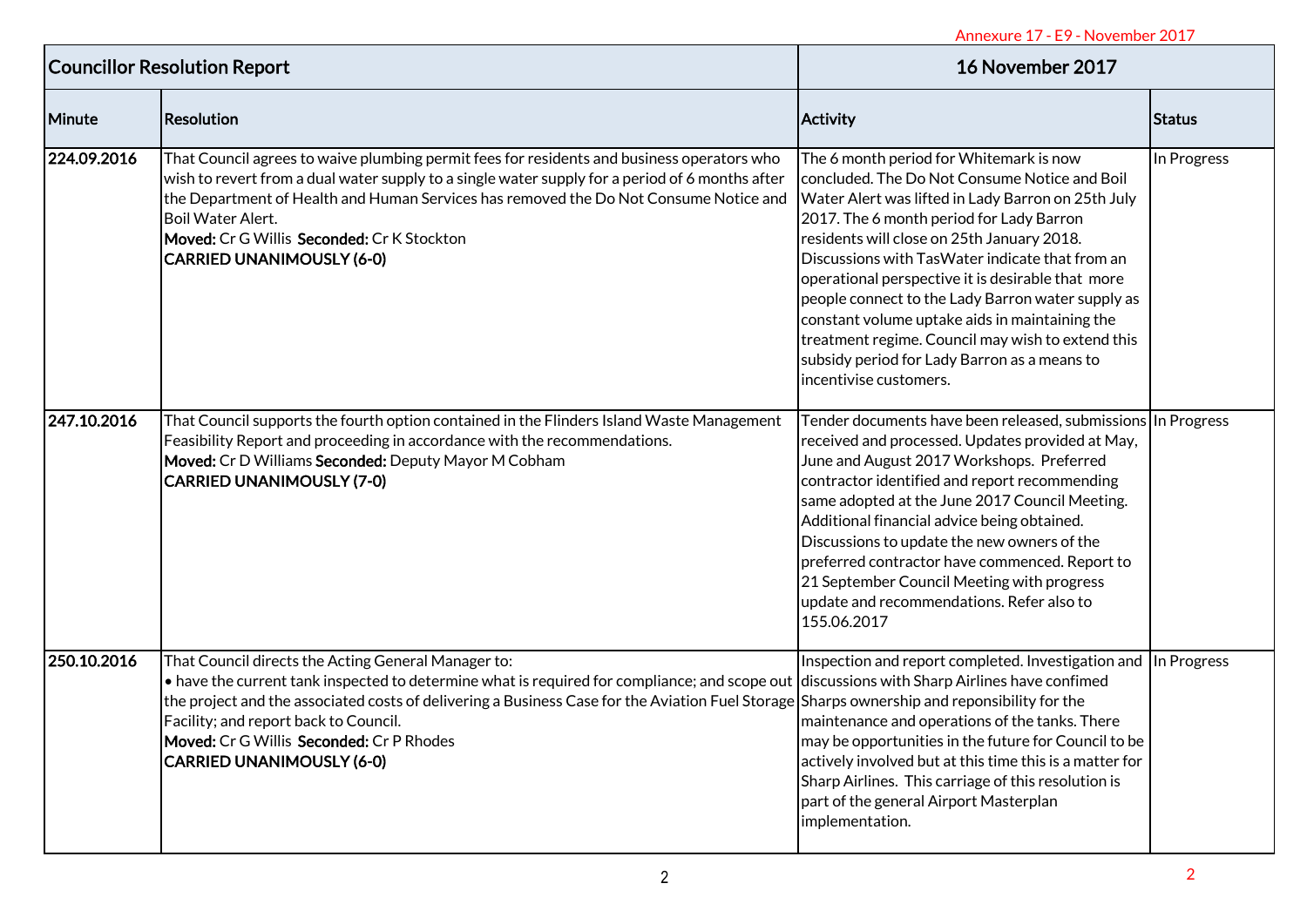Annexure 17 - E9 - November 2017

| Councillor Resolution Report | | 16 November 2017 | |
|---|---|---|---|
| **Minute** | **Resolution** | **Activity** | **Status** |
| **224.09.2016** | That Council agrees to waive plumbing permit fees for residents and business operators who wish to revert from a dual water supply to a single water supply for a period of 6 months after the Department of Health and Human Services has removed the Do Not Consume Notice and Boil Water Alert.<br>**Moved:** Cr G Willis **Seconded:** Cr K Stockton<br>**CARRIED UNANIMOUSLY (6-0)** | The 6 month period for Whitemark is now concluded. The Do Not Consume Notice and Boil Water Alert was lifted in Lady Barron on 25th July 2017. The 6 month period for Lady Barron residents will close on 25th January 2018. Discussions with TasWater indicate that from an operational perspective it is desirable that more people connect to the Lady Barron water supply as constant volume uptake aids in maintaining the treatment regime. Council may wish to extend this subsidy period for Lady Barron as a means to incentivise customers. | In Progress |
| **247.10.2016** | That Council supports the fourth option contained in the Flinders Island Waste Management Feasibility Report and proceeding in accordance with the recommendations.<br>**Moved:** Cr D Williams **Seconded:** Deputy Mayor M Cobham<br>**CARRIED UNANIMOUSLY (7-0)** | Tender documents have been released, submissions received and processed. Updates provided at May, June and August 2017 Workshops. Preferred contractor identified and report recommending same adopted at the June 2017 Council Meeting. Additional financial advice being obtained. Discussions to update the new owners of the preferred contractor have commenced. Report to 21 September Council Meeting with progress update and recommendations. Refer also to 155.06.2017 | In Progress |
| **250.10.2016** | That Council directs the Acting General Manager to:<br>• have the current tank inspected to determine what is required for compliance; and scope out the project and the associated costs of delivering a Business Case for the Aviation Fuel Storage Facility; and report back to Council.<br>**Moved:** Cr G Willis **Seconded:** Cr P Rhodes<br>**CARRIED UNANIMOUSLY (6-0)** | Inspection and report completed. Investigation and discussions with Sharp Airlines have confimed Sharps ownership and reponsibility for the maintenance and operations of the tanks. There may be opportunities in the future for Council to be actively involved but at this time this is a matter for Sharp Airlines. This carriage of this resolution is part of the general Airport Masterplan implementation. | In Progress |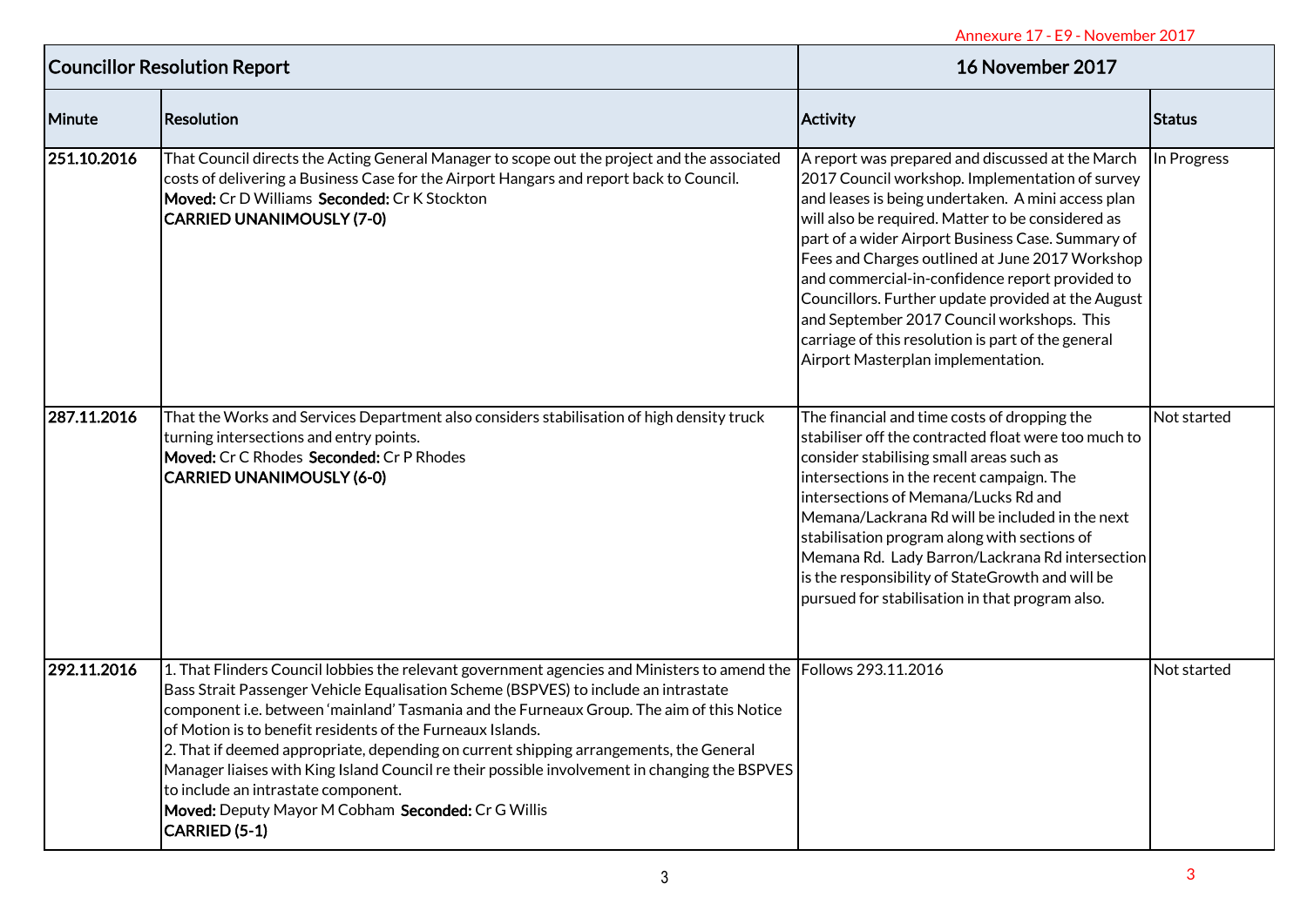Annexure 17 - E9 - November 2017

| Councillor Resolution Report | | 16 November 2017 | |
|---|---|---|---|
| **Minute** | **Resolution** | **Activity** | **Status** |
| **251.10.2016** | That Council directs the Acting General Manager to scope out the project and the associated costs of delivering a Business Case for the Airport Hangars and report back to Council.<br>**Moved:** Cr D Williams **Seconded:** Cr K Stockton<br>**CARRIED UNANIMOUSLY (7-0)** | A report was prepared and discussed at the March 2017 Council workshop. Implementation of survey and leases is being undertaken. A mini access plan will also be required. Matter to be considered as part of a wider Airport Business Case. Summary of Fees and Charges outlined at June 2017 Workshop and commercial-in-confidence report provided to Councillors. Further update provided at the August and September 2017 Council workshops. This carriage of this resolution is part of the general Airport Masterplan implementation. | In Progress |
| **287.11.2016** | That the Works and Services Department also considers stabilisation of high density truck turning intersections and entry points.<br>**Moved:** Cr C Rhodes **Seconded:** Cr P Rhodes<br>**CARRIED UNANIMOUSLY (6-0)** | The financial and time costs of dropping the stabiliser off the contracted float were too much to consider stabilising small areas such as intersections in the recent campaign. The intersections of Memana/Lucks Rd and Memana/Lackrana Rd will be included in the next stabilisation program along with sections of Memana Rd. Lady Barron/Lackrana Rd intersection is the responsibility of StateGrowth and will be pursued for stabilisation in that program also. | Not started |
| **292.11.2016** | 1. That Flinders Council lobbies the relevant government agencies and Ministers to amend the Bass Strait Passenger Vehicle Equalisation Scheme (BSPVES) to include an intrastate component i.e. between 'mainland' Tasmania and the Furneaux Group. The aim of this Notice of Motion is to benefit residents of the Furneaux Islands.<br>2. That if deemed appropriate, depending on current shipping arrangements, the General Manager liaises with King Island Council re their possible involvement in changing the BSPVES to include an intrastate component.<br>**Moved:** Deputy Mayor M Cobham **Seconded:** Cr G Willis<br>**CARRIED (5-1)** | Follows 293.11.2016 | Not started |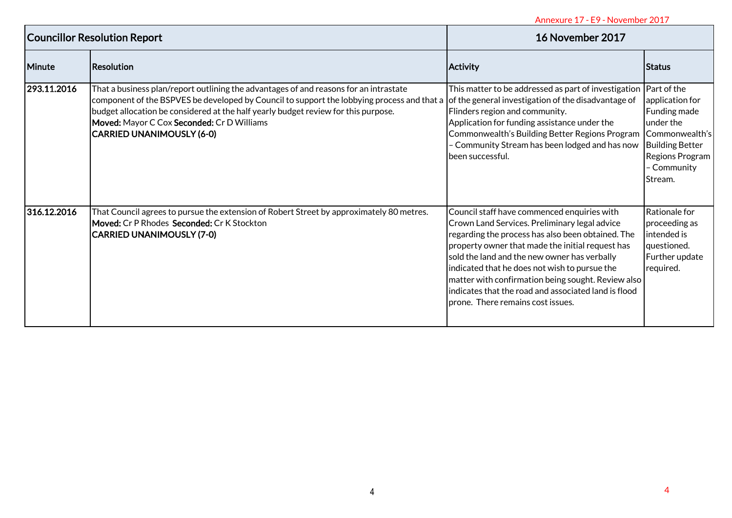Annexure 17 - E9 - November 2017

| Councillor Resolution Report | | 16 November 2017 | |
|---|---|---|---|
| **Minute** | **Resolution** | **Activity** | **Status** |
| **293.11.2016** | That a business plan/report outlining the advantages of and reasons for an intrastate component of the BSPVES be developed by Council to support the lobbying process and that a budget allocation be considered at the half yearly budget review for this purpose.<br>**Moved:** Mayor C Cox **Seconded:** Cr D Williams<br>**CARRIED UNANIMOUSLY (6-0)** | This matter to be addressed as part of investigation of the general investigation of the disadvantage of Flinders region and community.<br>Application for funding assistance under the Commonwealth's Building Better Regions Program – Community Stream has been lodged and has now been successful. | Part of the application for Funding made under the Commonwealth's Building Better Regions Program – Community Stream. |
| **316.12.2016** | That Council agrees to pursue the extension of Robert Street by approximately 80 metres.<br>**Moved:** Cr P Rhodes **Seconded:** Cr K Stockton<br>**CARRIED UNANIMOUSLY (7-0)** | Council staff have commenced enquiries with Crown Land Services. Preliminary legal advice regarding the process has also been obtained. The property owner that made the initial request has sold the land and the new owner has verbally indicated that he does not wish to pursue the matter with confirmation being sought. Review also indicates that the road and associated land is flood prone. There remains cost issues. | Rationale for proceeding as intended is questioned. Further update required. |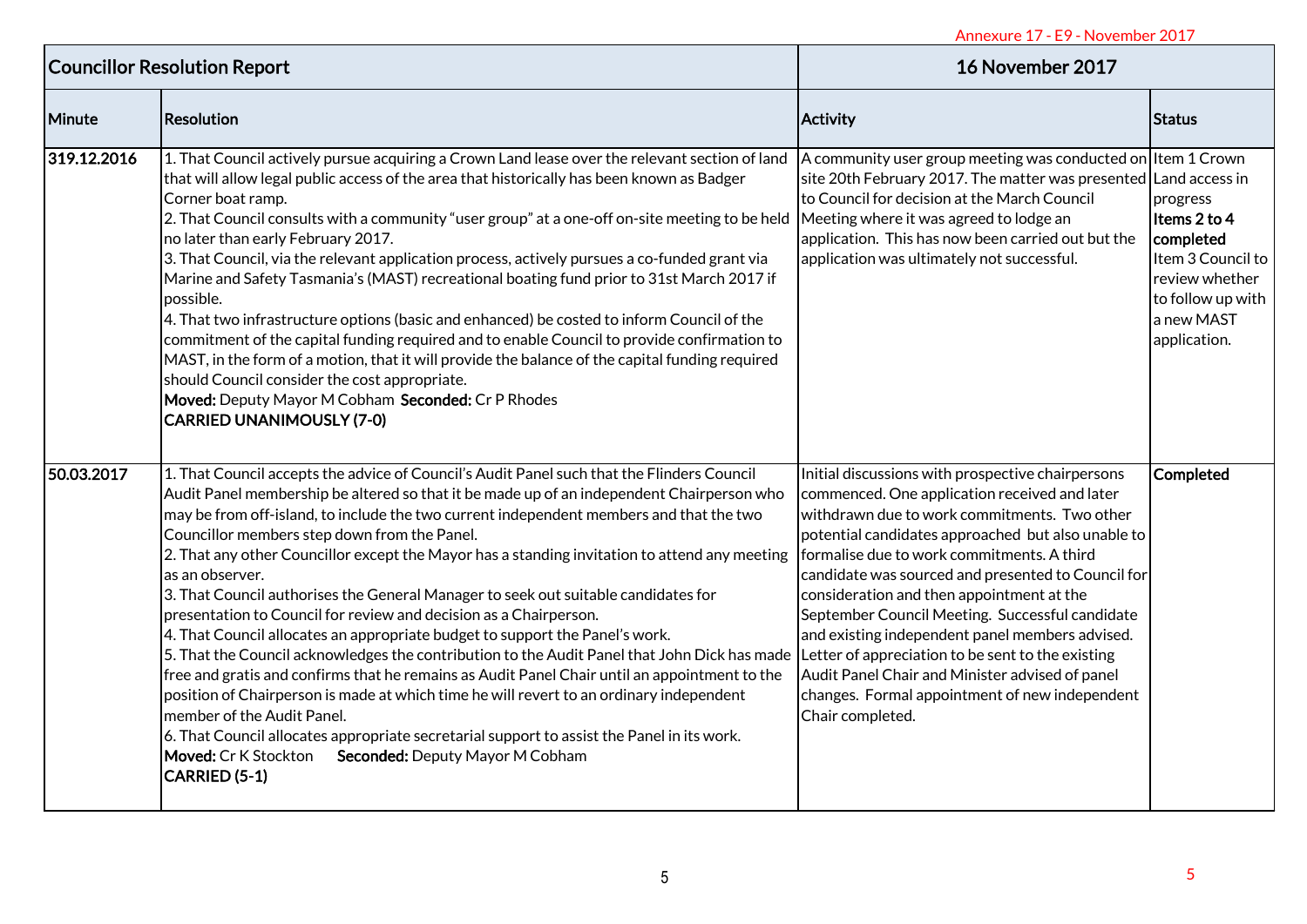Annexure 17 - E9 - November 2017

| Councillor Resolution Report | | 16 November 2017 | |
|---|---|---|---|
| **Minute** | **Resolution** | **Activity** | **Status** |
| **319.12.2016** | 1. That Council actively pursue acquiring a Crown Land lease over the relevant section of land that will allow legal public access of the area that historically has been known as Badger Corner boat ramp.<br>2. That Council consults with a community "user group" at a one-off on-site meeting to be held no later than early February 2017.<br>3. That Council, via the relevant application process, actively pursues a co-funded grant via Marine and Safety Tasmania's (MAST) recreational boating fund prior to 31st March 2017 if possible.<br>4. That two infrastructure options (basic and enhanced) be costed to inform Council of the commitment of the capital funding required and to enable Council to provide confirmation to MAST, in the form of a motion, that it will provide the balance of the capital funding required should Council consider the cost appropriate.<br>**Moved:** Deputy Mayor M Cobham **Seconded:** Cr P Rhodes<br>**CARRIED UNANIMOUSLY (7-0)** | A community user group meeting was conducted on site 20th February 2017. The matter was presented to Council for decision at the March Council Meeting where it was agreed to lodge an application. This has now been carried out but the application was ultimately not successful. | Item 1 Crown Land access in progress<br>**Items 2 to 4 completed**<br>Item 3 Council to review whether to follow up with a new MAST application. |
| **50.03.2017** | 1. That Council accepts the advice of Council's Audit Panel such that the Flinders Council Audit Panel membership be altered so that it be made up of an independent Chairperson who may be from off-island, to include the two current independent members and that the two Councillor members step down from the Panel.<br>2. That any other Councillor except the Mayor has a standing invitation to attend any meeting as an observer.<br>3. That Council authorises the General Manager to seek out suitable candidates for presentation to Council for review and decision as a Chairperson.<br>4. That Council allocates an appropriate budget to support the Panel's work.<br>5. That the Council acknowledges the contribution to the Audit Panel that John Dick has made free and gratis and confirms that he remains as Audit Panel Chair until an appointment to the position of Chairperson is made at which time he will revert to an ordinary independent member of the Audit Panel.<br>6. That Council allocates appropriate secretarial support to assist the Panel in its work.<br>**Moved:** Cr K Stockton **Seconded:** Deputy Mayor M Cobham<br>**CARRIED (5-1)** | Initial discussions with prospective chairpersons commenced. One application received and later withdrawn due to work commitments. Two other potential candidates approached but also unable to formalise due to work commitments. A third candidate was sourced and presented to Council for consideration and then appointment at the September Council Meeting. Successful candidate and existing independent panel members advised. Letter of appreciation to be sent to the existing Audit Panel Chair and Minister advised of panel changes. Formal appointment of new independent Chair completed. | **Completed** |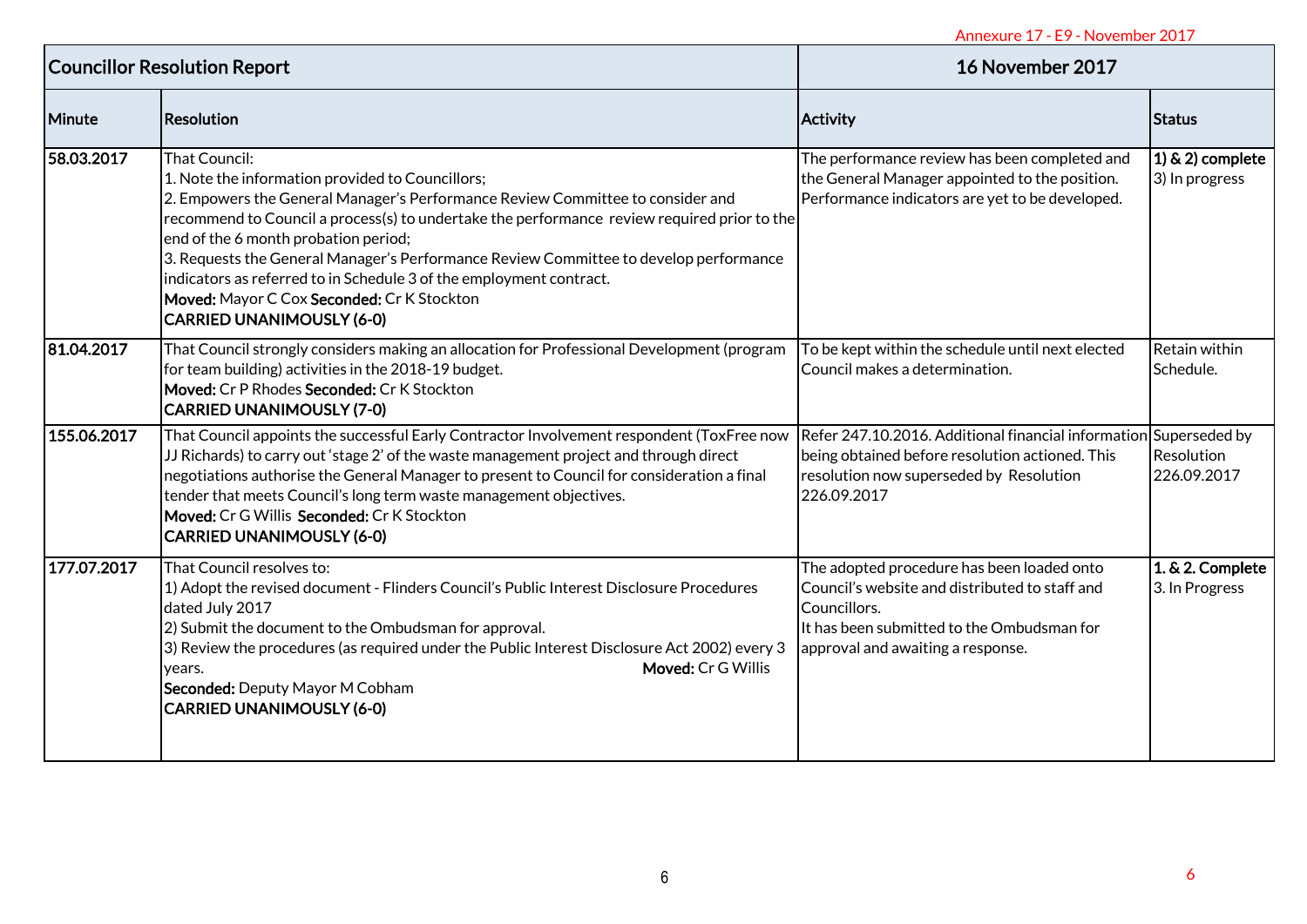Annexure 17 - E9 - November 2017

| Councillor Resolution Report | | 16 November 2017 | |
|---|---|---|---|
| **Minute** | **Resolution** | **Activity** | **Status** |
| 58.03.2017 | That Council:<br>1. Note the information provided to Councillors;<br>2. Empowers the General Manager's Performance Review Committee to consider and recommend to Council a process(s) to undertake the performance review required prior to the end of the 6 month probation period;<br>3. Requests the General Manager's Performance Review Committee to develop performance indicators as referred to in Schedule 3 of the employment contract.<br>**Moved:** Mayor C Cox **Seconded:** Cr K Stockton<br>**CARRIED UNANIMOUSLY (6-0)** | The performance review has been completed and the General Manager appointed to the position. Performance indicators are yet to be developed. | **1) & 2) complete**<br>3) In progress |
| 81.04.2017 | That Council strongly considers making an allocation for Professional Development (program for team building) activities in the 2018-19 budget.<br>**Moved:** Cr P Rhodes **Seconded:** Cr K Stockton<br>**CARRIED UNANIMOUSLY (7-0)** | To be kept within the schedule until next elected Council makes a determination. | Retain within Schedule. |
| 155.06.2017 | That Council appoints the successful Early Contractor Involvement respondent (ToxFree now JJ Richards) to carry out 'stage 2' of the waste management project and through direct negotiations authorise the General Manager to present to Council for consideration a final tender that meets Council's long term waste management objectives.<br>**Moved:** Cr G Willis **Seconded:** Cr K Stockton<br>**CARRIED UNANIMOUSLY (6-0)** | Refer 247.10.2016. Additional financial information being obtained before resolution actioned. This resolution now superseded by Resolution 226.09.2017 | Superseded by Resolution 226.09.2017 |
| 177.07.2017 | That Council resolves to:<br>1) Adopt the revised document - Flinders Council's Public Interest Disclosure Procedures dated July 2017<br>2) Submit the document to the Ombudsman for approval.<br>3) Review the procedures (as required under the Public Interest Disclosure Act 2002) every 3 years. **Moved:** Cr G Willis<br>**Seconded:** Deputy Mayor M Cobham<br>**CARRIED UNANIMOUSLY (6-0)** | The adopted procedure has been loaded onto Council's website and distributed to staff and Councillors.<br>It has been submitted to the Ombudsman for approval and awaiting a response. | **1. & 2. Complete**<br>3. In Progress |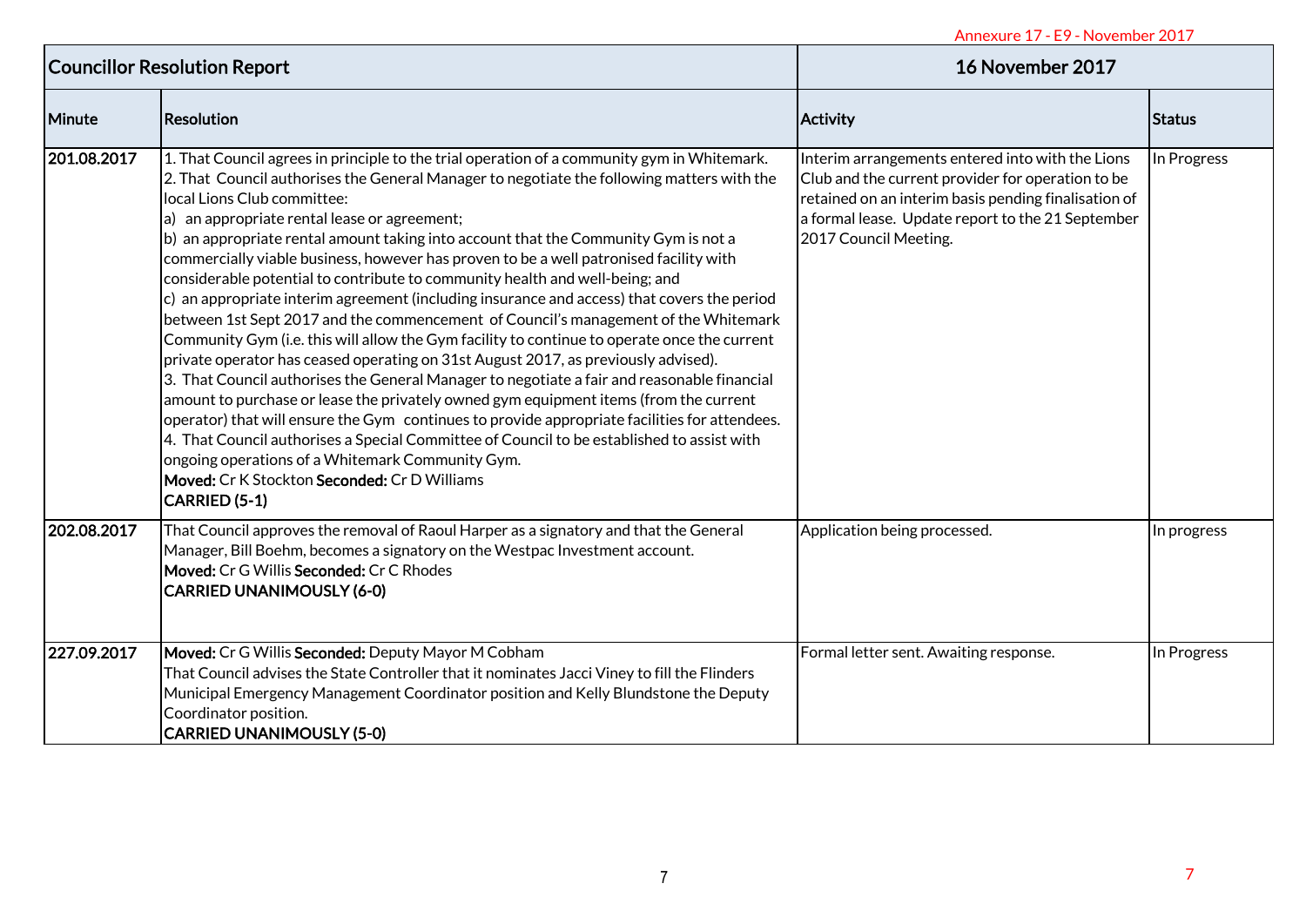Annexure 17 - E9 - November 2017

| Councillor Resolution Report | | 16 November 2017 | |
|---|---|---|---|
| **Minute** | **Resolution** | **Activity** | **Status** |
| **201.08.2017** | 1. That Council agrees in principle to the trial operation of a community gym in Whitemark.<br>2. That Council authorises the General Manager to negotiate the following matters with the local Lions Club committee:<br>a) an appropriate rental lease or agreement;<br>b) an appropriate rental amount taking into account that the Community Gym is not a commercially viable business, however has proven to be a well patronised facility with considerable potential to contribute to community health and well-being; and<br>c) an appropriate interim agreement (including insurance and access) that covers the period between 1st Sept 2017 and the commencement of Council's management of the Whitemark Community Gym (i.e. this will allow the Gym facility to continue to operate once the current private operator has ceased operating on 31st August 2017, as previously advised).<br>3. That Council authorises the General Manager to negotiate a fair and reasonable financial amount to purchase or lease the privately owned gym equipment items (from the current operator) that will ensure the Gym continues to provide appropriate facilities for attendees.<br>4. That Council authorises a Special Committee of Council to be established to assist with ongoing operations of a Whitemark Community Gym.<br>**Moved:** Cr K Stockton **Seconded:** Cr D Williams<br>**CARRIED (5-1)** | Interim arrangements entered into with the Lions Club and the current provider for operation to be retained on an interim basis pending finalisation of a formal lease. Update report to the 21 September 2017 Council Meeting. | In Progress |
| **202.08.2017** | That Council approves the removal of Raoul Harper as a signatory and that the General Manager, Bill Boehm, becomes a signatory on the Westpac Investment account.<br>**Moved:** Cr G Willis **Seconded:** Cr C Rhodes<br>**CARRIED UNANIMOUSLY (6-0)** | Application being processed. | In progress |
| **227.09.2017** | **Moved:** Cr G Willis **Seconded:** Deputy Mayor M Cobham<br>That Council advises the State Controller that it nominates Jacci Viney to fill the Flinders Municipal Emergency Management Coordinator position and Kelly Blundstone the Deputy Coordinator position.<br>**CARRIED UNANIMOUSLY (5-0)** | Formal letter sent. Awaiting response. | In Progress |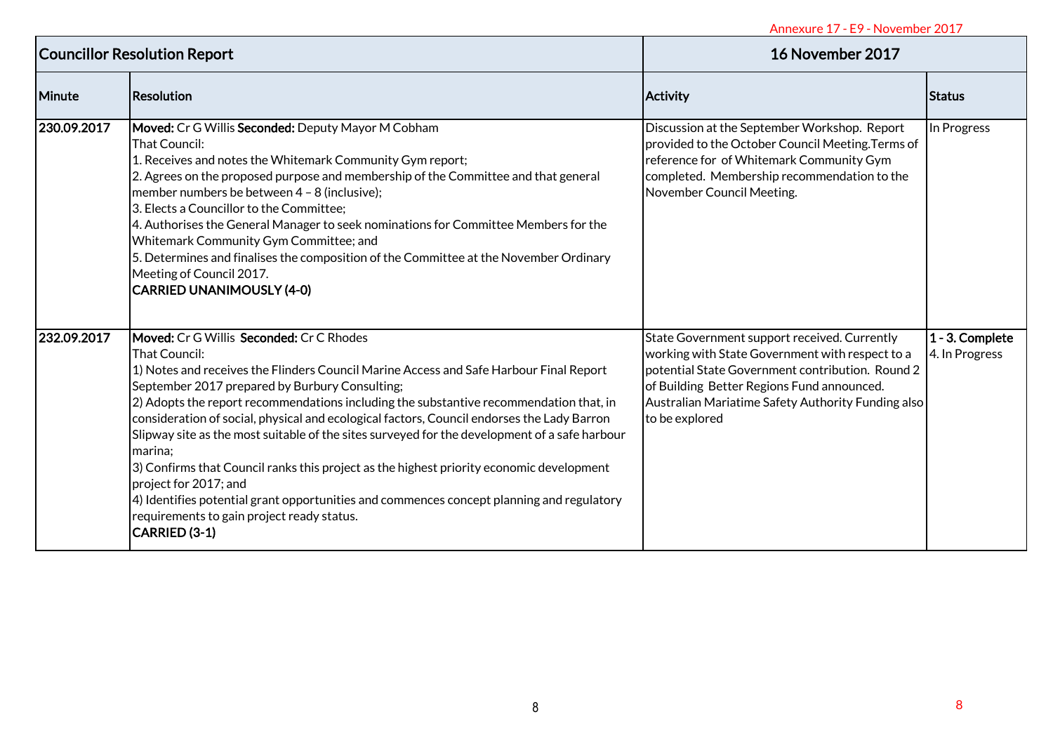Annexure 17 - E9 - November 2017

| Councillor Resolution Report | | 16 November 2017 | |
|---|---|---|---|
| **Minute** | **Resolution** | **Activity** | **Status** |
| **230.09.2017** | **Moved:** Cr G Willis **Seconded:** Deputy Mayor M Cobham<br>That Council:<br>1. Receives and notes the Whitemark Community Gym report;<br>2. Agrees on the proposed purpose and membership of the Committee and that general member numbers be between 4 – 8 (inclusive);<br>3. Elects a Councillor to the Committee;<br>4. Authorises the General Manager to seek nominations for Committee Members for the Whitemark Community Gym Committee; and<br>5. Determines and finalises the composition of the Committee at the November Ordinary Meeting of Council 2017.<br>**CARRIED UNANIMOUSLY (4-0)** | Discussion at the September Workshop. Report provided to the October Council Meeting.Terms of reference for of Whitemark Community Gym completed. Membership recommendation to the November Council Meeting. | In Progress |
| **232.09.2017** | **Moved:** Cr G Willis **Seconded:** Cr C Rhodes<br>That Council:<br>1) Notes and receives the Flinders Council Marine Access and Safe Harbour Final Report September 2017 prepared by Burbury Consulting;<br>2) Adopts the report recommendations including the substantive recommendation that, in consideration of social, physical and ecological factors, Council endorses the Lady Barron Slipway site as the most suitable of the sites surveyed for the development of a safe harbour marina;<br>3) Confirms that Council ranks this project as the highest priority economic development project for 2017; and<br>4) Identifies potential grant opportunities and commences concept planning and regulatory requirements to gain project ready status.<br>**CARRIED (3-1)** | State Government support received. Currently working with State Government with respect to a potential State Government contribution. Round 2 of Building Better Regions Fund announced. Australian Mariatime Safety Authority Funding also to be explored | **1 - 3. Complete**<br>4. In Progress |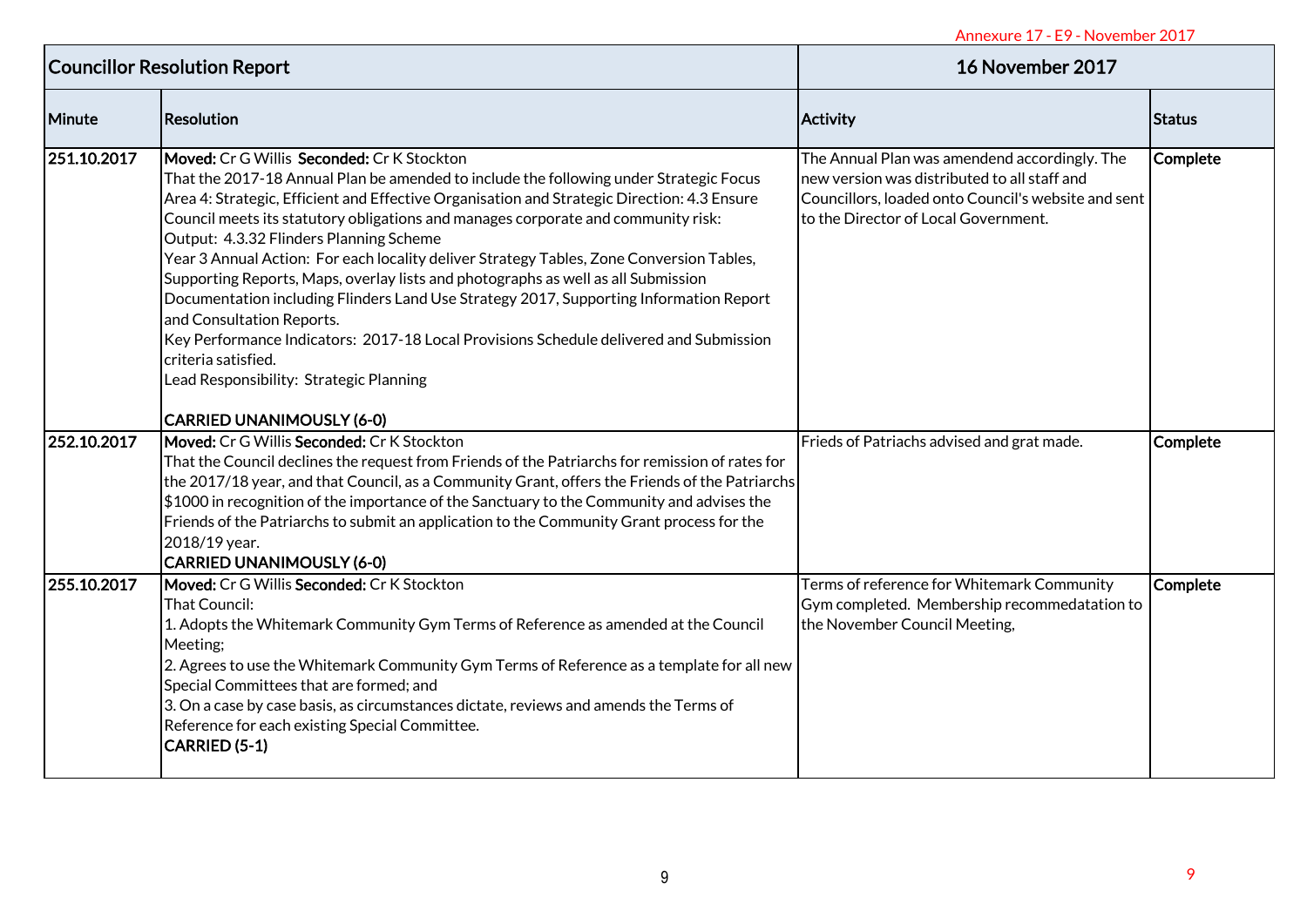Annexure 17 - E9 - November 2017

| Councillor Resolution Report | | 16 November 2017 | |
|---|---|---|---|
| **Minute** | **Resolution** | **Activity** | **Status** |
| 251.10.2017 | **Moved:** Cr G Willis **Seconded:** Cr K Stockton<br>That the 2017-18 Annual Plan be amended to include the following under Strategic Focus Area 4: Strategic, Efficient and Effective Organisation and Strategic Direction: 4.3 Ensure Council meets its statutory obligations and manages corporate and community risk:<br>Output: 4.3.32 Flinders Planning Scheme<br>Year 3 Annual Action: For each locality deliver Strategy Tables, Zone Conversion Tables, Supporting Reports, Maps, overlay lists and photographs as well as all Submission Documentation including Flinders Land Use Strategy 2017, Supporting Information Report and Consultation Reports.<br>Key Performance Indicators: 2017-18 Local Provisions Schedule delivered and Submission criteria satisfied.<br>Lead Responsibility: Strategic Planning<br><br>CARRIED UNANIMOUSLY (6-0) | The Annual Plan was amendend accordingly. The new version was distributed to all staff and Councillors, loaded onto Council's website and sent to the Director of Local Government. | Complete |
| 252.10.2017 | **Moved:** Cr G Willis **Seconded:** Cr K Stockton<br>That the Council declines the request from Friends of the Patriarchs for remission of rates for the 2017/18 year, and that Council, as a Community Grant, offers the Friends of the Patriarchs $1000 in recognition of the importance of the Sanctuary to the Community and advises the Friends of the Patriarchs to submit an application to the Community Grant process for the 2018/19 year.<br>CARRIED UNANIMOUSLY (6-0) | Frieds of Patriachs advised and grat made. | Complete |
| 255.10.2017 | **Moved:** Cr G Willis **Seconded:** Cr K Stockton<br>That Council:<br>1. Adopts the Whitemark Community Gym Terms of Reference as amended at the Council Meeting;<br>2. Agrees to use the Whitemark Community Gym Terms of Reference as a template for all new Special Committees that are formed; and<br>3. On a case by case basis, as circumstances dictate, reviews and amends the Terms of Reference for each existing Special Committee.<br>CARRIED (5-1) | Terms of reference for Whitemark Community Gym completed. Membership recommedatation to the November Council Meeting, | Complete |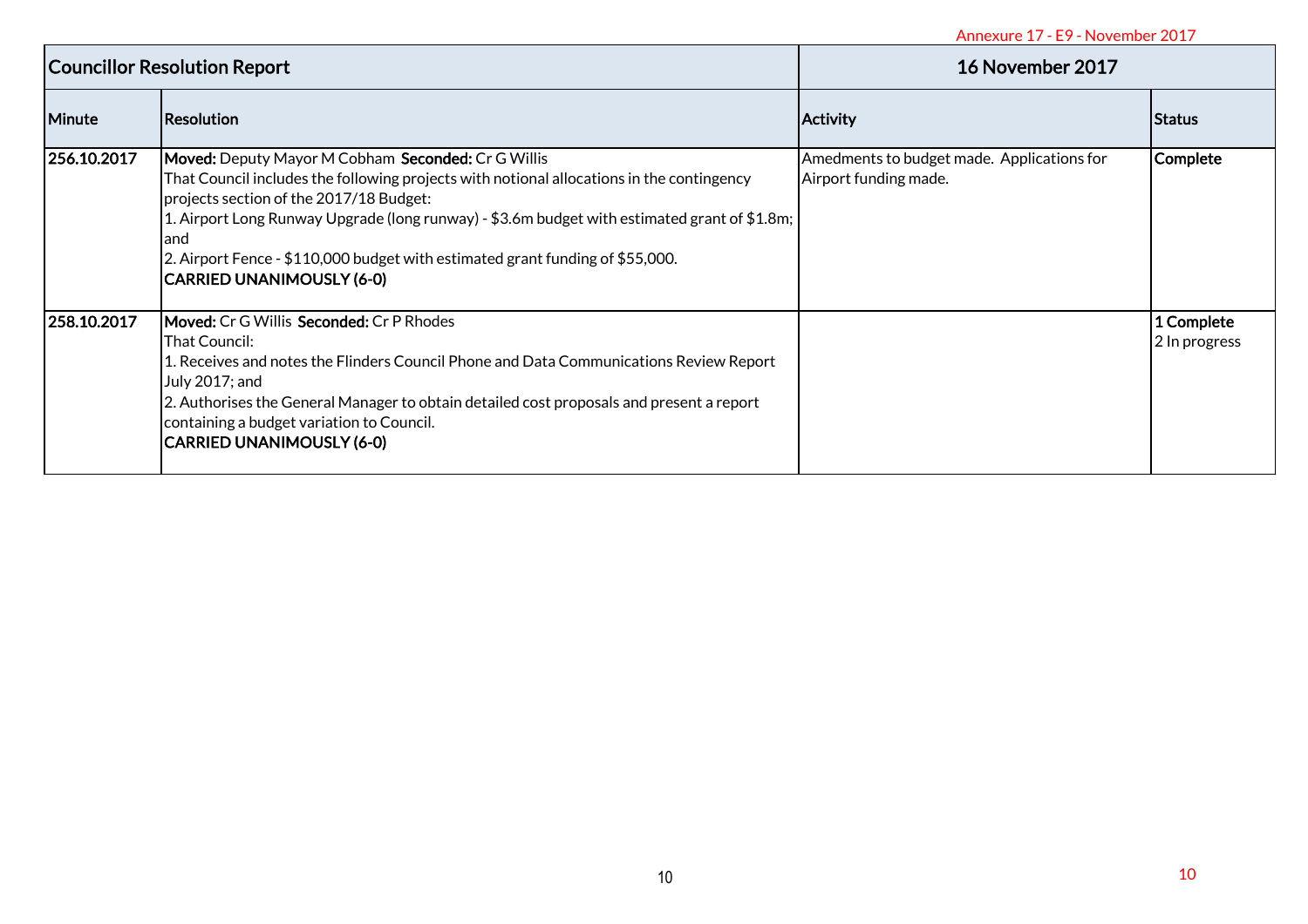Annexure 17 - E9 - November 2017

| Councillor Resolution Report | | 16 November 2017 | |
|---|---|---|---|
| **Minute** | **Resolution** | **Activity** | **Status** |
| **256.10.2017** | **Moved:** Deputy Mayor M Cobham **Seconded:** Cr G Willis<br>That Council includes the following projects with notional allocations in the contingency projects section of the 2017/18 Budget:<br>1. Airport Long Runway Upgrade (long runway) - \$3.6m budget with estimated grant of \$1.8m; and<br>2. Airport Fence - \$110,000 budget with estimated grant funding of \$55,000.<br>**CARRIED UNANIMOUSLY (6-0)** | Amedments to budget made. Applications for Airport funding made. | **Complete** |
| **258.10.2017** | **Moved:** Cr G Willis **Seconded:** Cr P Rhodes<br>That Council:<br>1. Receives and notes the Flinders Council Phone and Data Communications Review Report July 2017; and<br>2. Authorises the General Manager to obtain detailed cost proposals and present a report containing a budget variation to Council.<br>**CARRIED UNANIMOUSLY (6-0)** | | **1 Complete**<br>2 In progress |